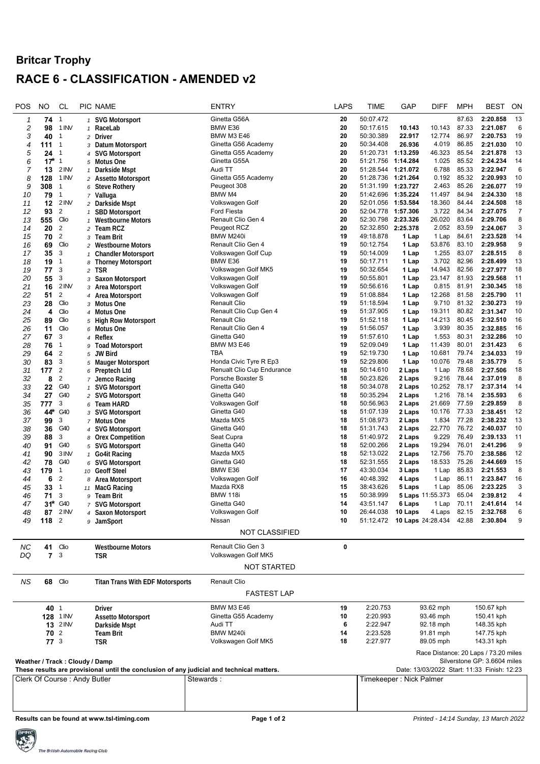# Britcar Trophy

## RACE 6 - CLASSIFICATION - AMENDED v2

| POS | NO | CL | PIC | NAME | ENTRY | LAPS | TIME | GAP | DIFF | MPH | BEST | ON |
|---|---|---|---|---|---|---|---|---|---|---|---|---|
| 1 | 74 | 1 | 1 | SVG Motorsport | Ginetta G56A | 20 | 50:07.472 | | | 87.63 | 2:20.858 | 13 |
| 2 | 98 | 1 INV | 1 | RaceLab | BMW E36 | 20 | 50:17.615 | 10.143 | 10.143 | 87.33 | 2:21.087 | 6 |
| 3 | 40 | 1 | 2 | Driver | BMW M3 E46 | 20 | 50:30.389 | 22.917 | 12.774 | 86.97 | 2:20.753 | 19 |
| 4 | 111 | 1 | 3 | Datum Motorsport | Ginetta G56 Academy | 20 | 50:34.408 | 26.936 | 4.019 | 86.85 | 2:21.030 | 10 |
| 5 | 24 | 1 | 4 | SVG Motorsport | Ginetta G55 Academy | 20 | 51:20.731 | 1:13.259 | 46.323 | 85.54 | 2:21.878 | 13 |
| 6 | 17* | 1 | 5 | Motus One | Ginetta G55A | 20 | 51:21.756 | 1:14.284 | 1.025 | 85.52 | 2:24.234 | 14 |
| 7 | 13 | 2 INV | 1 | Darkside Mspt | Audi TT | 20 | 51:28.544 | 1:21.072 | 6.788 | 85.33 | 2:22.947 | 6 |
| 8 | 128 | 1 INV | 2 | Assetto Motorsport | Ginetta G55 Academy | 20 | 51:28.736 | 1:21.264 | 0.192 | 85.32 | 2:20.993 | 10 |
| 9 | 308 | 1 | 6 | Steve Rothery | Peugeot 308 | 20 | 51:31.199 | 1:23.727 | 2.463 | 85.26 | 2:26.077 | 19 |
| 10 | 79 | 1 | 7 | Valluga | BMW M4 | 20 | 51:42.696 | 1:35.224 | 11.497 | 84.94 | 2:24.330 | 18 |
| 11 | 12 | 2 INV | 2 | Darkside Mspt | Volkswagen Golf | 20 | 52:01.056 | 1:53.584 | 18.360 | 84.44 | 2:24.508 | 18 |
| 12 | 93 | 2 | 1 | SBD Motorsport | Ford Fiesta | 20 | 52:04.778 | 1:57.306 | 3.722 | 84.34 | 2:27.075 | 7 |
| 13 | 555 | Clio | 1 | Westbourne Motors | Renault Clio Gen 4 | 20 | 52:30.798 | 2:23.326 | 26.020 | 83.64 | 2:29.706 | 8 |
| 14 | 20 | 2 | 2 | Team RCZ | Peugeot RCZ | 20 | 52:32.850 | 2:25.378 | 2.052 | 83.59 | 2:24.067 | 3 |
| 15 | 70 | 2 | 3 | Team Brit | BMW M240i | 19 | 49:18.878 | 1 Lap | 1 Lap | 84.61 | 2:23.528 | 14 |
| 16 | 69 | Clio | 2 | Westbourne Motors | Renault Clio Gen 4 | 19 | 50:12.754 | 1 Lap | 53.876 | 83.10 | 2:29.958 | 9 |
| 17 | 35 | 3 | 1 | Chandler Motorsport | Volkswagen Golf Cup | 19 | 50:14.009 | 1 Lap | 1.255 | 83.07 | 2:28.515 | 8 |
| 18 | 19 | 1 | 8 | Thorney Motorsport | BMW E36 | 19 | 50:17.711 | 1 Lap | 3.702 | 82.96 | 2:28.499 | 13 |
| 19 | 77 | 3 | 2 | TSR | Volkswagen Golf MK5 | 19 | 50:32.654 | 1 Lap | 14.943 | 82.56 | 2:27.977 | 18 |
| 20 | 55 | 3 | 3 | Saxon Motorsport | Volkswagen Golf | 19 | 50:55.801 | 1 Lap | 23.147 | 81.93 | 2:29.568 | 11 |
| 21 | 16 | 2 INV | 3 | Area Motorsport | Volkswagen Golf | 19 | 50:56.616 | 1 Lap | 0.815 | 81.91 | 2:30.345 | 18 |
| 22 | 51 | 2 | 4 | Area Motorsport | Volkswagen Golf | 19 | 51:08.884 | 1 Lap | 12.268 | 81.58 | 2:25.790 | 11 |
| 23 | 28 | Clio | 3 | Motus One | Renault Clio | 19 | 51:18.594 | 1 Lap | 9.710 | 81.32 | 2:30.273 | 19 |
| 24 | 4 | Clio | 4 | Motus One | Renault Clio Cup Gen 4 | 19 | 51:37.905 | 1 Lap | 19.311 | 80.82 | 2:31.347 | 10 |
| 25 | 89 | Clio | 5 | High Row Motorsport | Renault Clio | 19 | 51:52.118 | 1 Lap | 14.213 | 80.45 | 2:32.510 | 16 |
| 26 | 11 | Clio | 6 | Motus One | Renault Clio Gen 4 | 19 | 51:56.057 | 1 Lap | 3.939 | 80.35 | 2:32.885 | 16 |
| 27 | 67 | 3 | 4 | Reflex | Ginetta G40 | 19 | 51:57.610 | 1 Lap | 1.553 | 80.31 | 2:32.286 | 10 |
| 28 | 76 | 1 | 9 | Toad Motorsport | BMW M3 E46 | 19 | 52:09.049 | 1 Lap | 11.439 | 80.01 | 2:31.423 | 6 |
| 29 | 64 | 2 | 5 | JW Bird | TBA | 19 | 52:19.730 | 1 Lap | 10.681 | 79.74 | 2:34.033 | 19 |
| 30 | 83 | 3 | 5 | Mauger Motorsport | Honda Civic Tyre R Ep3 | 19 | 52:29.806 | 1 Lap | 10.076 | 79.48 | 2:35.779 | 5 |
| 31 | 177 | 2 | 6 | Preptech Ltd | Renualt Clio Cup Endurance | 18 | 50:14.610 | 2 Laps | 1 Lap | 78.68 | 2:27.506 | 18 |
| 32 | 8 | 2 | 7 | Jemco Racing | Porsche Boxster S | 18 | 50:23.826 | 2 Laps | 9.216 | 78.44 | 2:37.019 | 8 |
| 33 | 22 | G40 | 1 | SVG Motorsport | Ginetta G40 | 18 | 50:34.078 | 2 Laps | 10.252 | 78.17 | 2:37.314 | 14 |
| 34 | 27 | G40 | 2 | SVG Motorsport | Ginetta G40 | 18 | 50:35.294 | 2 Laps | 1.216 | 78.14 | 2:35.593 | 6 |
| 35 | 777 | 3 | 6 | Team HARD | Volkswagen Golf | 18 | 50:56.963 | 2 Laps | 21.669 | 77.59 | 2:29.859 | 8 |
| 36 | 44* | G40 | 3 | SVG Motorsport | Ginetta G40 | 18 | 51:07.139 | 2 Laps | 10.176 | 77.33 | 2:38.451 | 12 |
| 37 | 99 | 3 | 7 | Motus One | Mazda MX5 | 18 | 51:08.973 | 2 Laps | 1.834 | 77.28 | 2:38.232 | 13 |
| 38 | 36 | G40 | 4 | SVG Motorsport | Ginetta G40 | 18 | 51:31.743 | 2 Laps | 22.770 | 76.72 | 2:40.037 | 10 |
| 39 | 88 | 3 | 8 | Orex Competition | Seat Cupra | 18 | 51:40.972 | 2 Laps | 9.229 | 76.49 | 2:39.133 | 11 |
| 40 | 91 | G40 | 5 | SVG Motorsport | Ginetta G40 | 18 | 52:00.266 | 2 Laps | 19.294 | 76.01 | 2:41.296 | 9 |
| 41 | 90 | 3 INV | 1 | Go4it Racing | Mazda MX5 | 18 | 52:13.022 | 2 Laps | 12.756 | 75.70 | 2:38.586 | 12 |
| 42 | 78 | G40 | 6 | SVG Motorsport | Ginetta G40 | 18 | 52:31.555 | 2 Laps | 18.533 | 75.26 | 2:44.669 | 15 |
| 43 | 179 | 1 | 10 | Geoff Steel | BMW E36 | 17 | 43:30.034 | 3 Laps | 1 Lap | 85.83 | 2:21.553 | 8 |
| 44 | 6 | 2 | 8 | Area Motorsport | Volkswagen Golf | 16 | 40:48.392 | 4 Laps | 1 Lap | 86.11 | 2:23.847 | 16 |
| 45 | 33 | 1 | 11 | MacG Racing | Mazda RX8 | 15 | 38:43.626 | 5 Laps | 1 Lap | 85.06 | 2:23.225 | 3 |
| 46 | 71 | 3 | 9 | Team Brit | BMW 118i | 15 | 50:38.999 | 5 Laps | 11:55.373 | 65.04 | 2:39.812 | 4 |
| 47 | 31* | G40 | 7 | SVG Motorsport | Ginetta G40 | 14 | 43:51.147 | 6 Laps | 1 Lap | 70.11 | 2:41.614 | 14 |
| 48 | 87 | 2 INV | 4 | Saxon Motorsport | Volkswagen Golf | 10 | 26:44.038 | 10 Laps | 4 Laps | 82.15 | 2:32.768 | 6 |
| 49 | 118 | 2 | 9 | JamSport | Nissan | 10 | 51:12.472 | 10 Laps | 24:28.434 | 42.88 | 2:30.804 | 9 |

### NOT CLASSIFIED

| POS | NO | CL | PIC | NAME | ENTRY | LAPS |
|---|---|---|---|---|---|---|
| NC | 41 | Clio | | Westbourne Motors | Renault Clio Gen 3 | 0 |
| DQ | 7 | 3 | | TSR | Volkswagen Golf MK5 | |

### NOT STARTED

| POS | NO | CL | NAME | ENTRY |
|---|---|---|---|---|
| NS | 68 | Clio | Titan Trans With EDF Motorsports | Renault Clio |

### FASTEST LAP

| NO | CL | NAME | ENTRY | LAP | TIME | MPH | KPH |
|---|---|---|---|---|---|---|---|
| 40 | 1 | Driver | BMW M3 E46 | 19 | 2:20.753 | 93.62 mph | 150.67 kph |
| 128 | 1 INV | Assetto Motorsport | Ginetta G55 Academy | 10 | 2:20.993 | 93.46 mph | 150.41 kph |
| 13 | 2 INV | Darkside Mspt | Audi TT | 6 | 2:22.947 | 92.18 mph | 148.35 kph |
| 70 | 2 | Team Brit | BMW M240i | 14 | 2:23.528 | 91.81 mph | 147.75 kph |
| 77 | 3 | TSR | Volkswagen Golf MK5 | 18 | 2:27.977 | 89.05 mph | 143.31 kph |

Race Distance: 20 Laps / 73.20 miles

Silverstone GP: 3.6604 miles

Weather / Track : Cloudy / Damp

**These results are provisional until the conclusion of any judicial and technical matters.**

Date: 13/03/2022 Start: 11:33 Finish: 12:23

| Clerk Of Course : Andy Butler | Stewards : | Timekeeper : Nick Palmer |
|---|---|---|

**Results can be found at www.tsl-timing.com**

*Printed - 14:14 Sunday, 13 March 2022*

The British Automobile Racing Club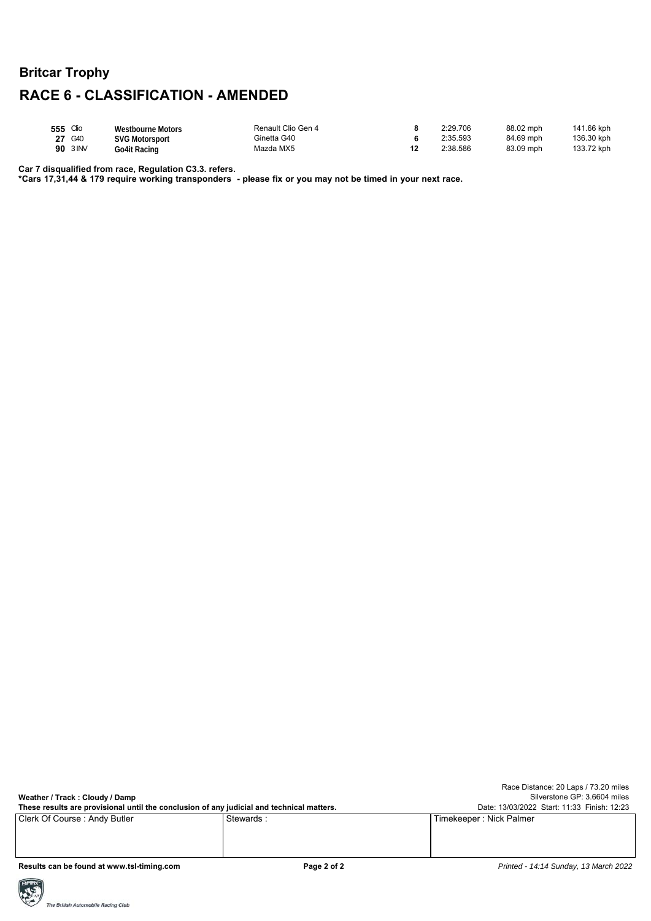## Britcar Trophy

# RACE 6 - CLASSIFICATION - AMENDED

| | | | | | | | |
|---|---|---|---|---|---|---|---|
| **555** | Clio | **Westbourne Motors** | Renault Clio Gen 4 | **8** | 2:29.706 | 88.02 mph | 141.66 kph |
| **27** | G40 | **SVG Motorsport** | Ginetta G40 | **6** | 2:35.593 | 84.69 mph | 136.30 kph |
| **90** | 3 INV | **Go4it Racing** | Mazda MX5 | **12** | 2:38.586 | 83.09 mph | 133.72 kph |

**Car 7 disqualified from race, Regulation C3.3. refers.**

**\*Cars 17,31,44 & 179 require working transponders - please fix or you may not be timed in your next race.**

**Weather / Track : Cloudy / Damp**

**These results are provisional until the conclusion of any judicial and technical matters.**

Race Distance: 20 Laps / 73.20 miles
Silverstone GP: 3.6604 miles
Date: 13/03/2022 Start: 11:33 Finish: 12:23

| | | |
|---|---|---|
| Clerk Of Course : Andy Butler | Stewards : | Timekeeper : Nick Palmer |

**Results can be found at www.tsl-timing.com**

*Printed - 14:14 Sunday, 13 March 2022*

The British Automobile Racing Club